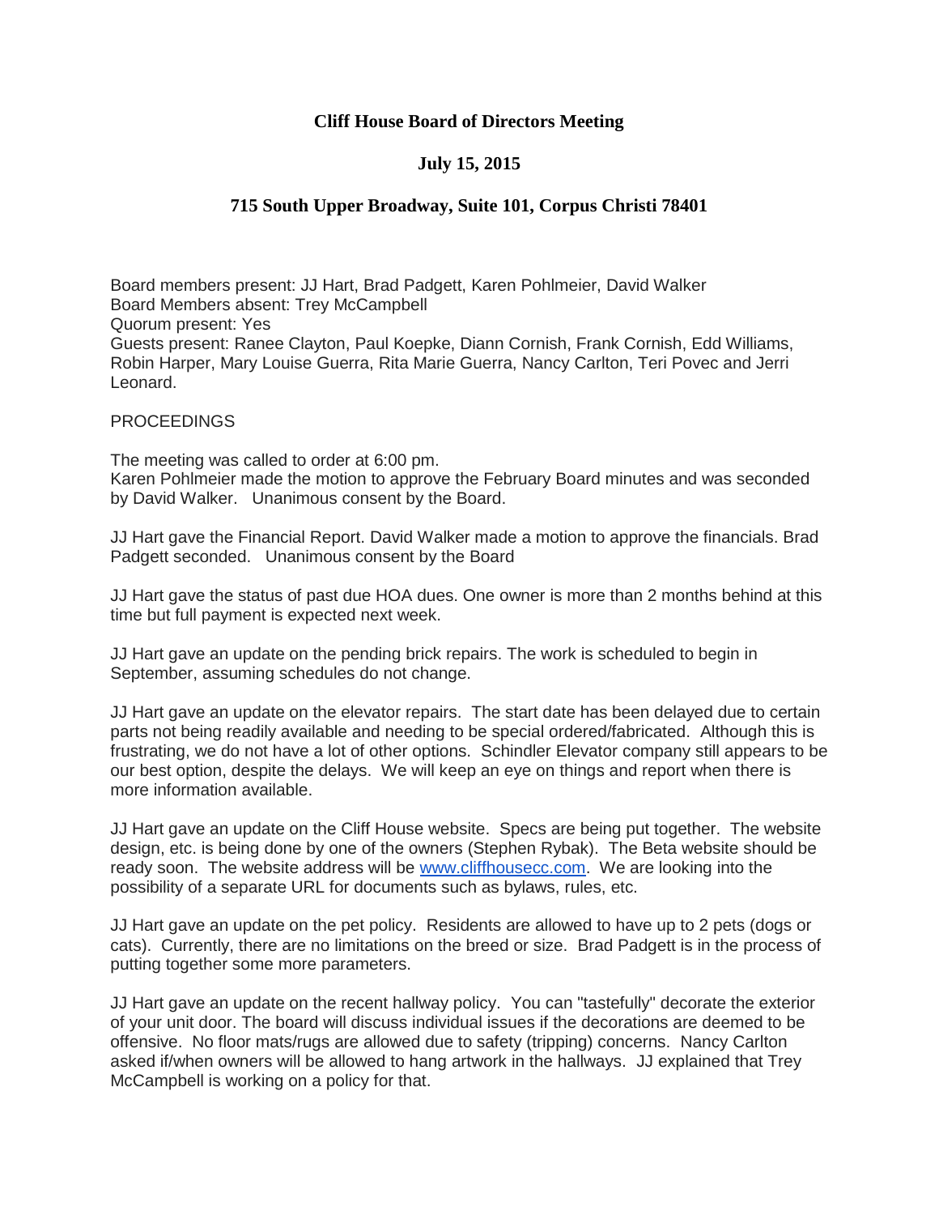# Cliff House Board of Directors Meeting

## July 15, 2015

## 715 South Upper Broadway, Suite 101, Corpus Christi 78401

Board members present: JJ Hart, Brad Padgett, Karen Pohlmeier, David Walker
Board Members absent: Trey McCampbell
Quorum present: Yes
Guests present: Ranee Clayton, Paul Koepke, Diann Cornish, Frank Cornish, Edd Williams, Robin Harper, Mary Louise Guerra, Rita Marie Guerra, Nancy Carlton, Teri Povec and Jerri Leonard.

PROCEEDINGS

The meeting was called to order at 6:00 pm.
Karen Pohlmeier made the motion to approve the February Board minutes and was seconded by David Walker. Unanimous consent by the Board.

JJ Hart gave the Financial Report. David Walker made a motion to approve the financials. Brad Padgett seconded. Unanimous consent by the Board

JJ Hart gave the status of past due HOA dues. One owner is more than 2 months behind at this time but full payment is expected next week.

JJ Hart gave an update on the pending brick repairs. The work is scheduled to begin in September, assuming schedules do not change.

JJ Hart gave an update on the elevator repairs. The start date has been delayed due to certain parts not being readily available and needing to be special ordered/fabricated. Although this is frustrating, we do not have a lot of other options. Schindler Elevator company still appears to be our best option, despite the delays. We will keep an eye on things and report when there is more information available.

JJ Hart gave an update on the Cliff House website. Specs are being put together. The website design, etc. is being done by one of the owners (Stephen Rybak). The Beta website should be ready soon. The website address will be www.cliffhousecc.com. We are looking into the possibility of a separate URL for documents such as bylaws, rules, etc.

JJ Hart gave an update on the pet policy. Residents are allowed to have up to 2 pets (dogs or cats). Currently, there are no limitations on the breed or size. Brad Padgett is in the process of putting together some more parameters.

JJ Hart gave an update on the recent hallway policy. You can "tastefully" decorate the exterior of your unit door. The board will discuss individual issues if the decorations are deemed to be offensive. No floor mats/rugs are allowed due to safety (tripping) concerns. Nancy Carlton asked if/when owners will be allowed to hang artwork in the hallways. JJ explained that Trey McCampbell is working on a policy for that.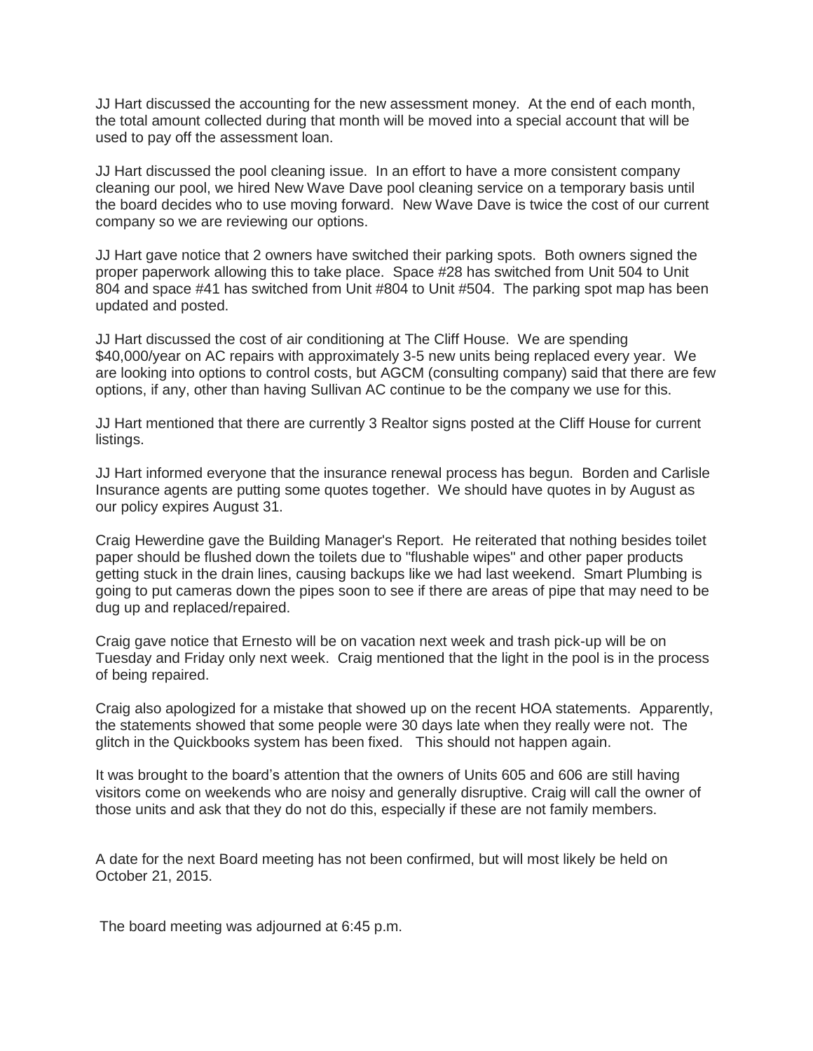JJ Hart discussed the accounting for the new assessment money. At the end of each month, the total amount collected during that month will be moved into a special account that will be used to pay off the assessment loan.

JJ Hart discussed the pool cleaning issue. In an effort to have a more consistent company cleaning our pool, we hired New Wave Dave pool cleaning service on a temporary basis until the board decides who to use moving forward. New Wave Dave is twice the cost of our current company so we are reviewing our options.

JJ Hart gave notice that 2 owners have switched their parking spots. Both owners signed the proper paperwork allowing this to take place. Space #28 has switched from Unit 504 to Unit 804 and space #41 has switched from Unit #804 to Unit #504. The parking spot map has been updated and posted.

JJ Hart discussed the cost of air conditioning at The Cliff House. We are spending $40,000/year on AC repairs with approximately 3-5 new units being replaced every year. We are looking into options to control costs, but AGCM (consulting company) said that there are few options, if any, other than having Sullivan AC continue to be the company we use for this.

JJ Hart mentioned that there are currently 3 Realtor signs posted at the Cliff House for current listings.

JJ Hart informed everyone that the insurance renewal process has begun. Borden and Carlisle Insurance agents are putting some quotes together. We should have quotes in by August as our policy expires August 31.

Craig Hewerdine gave the Building Manager's Report. He reiterated that nothing besides toilet paper should be flushed down the toilets due to "flushable wipes" and other paper products getting stuck in the drain lines, causing backups like we had last weekend. Smart Plumbing is going to put cameras down the pipes soon to see if there are areas of pipe that may need to be dug up and replaced/repaired.

Craig gave notice that Ernesto will be on vacation next week and trash pick-up will be on Tuesday and Friday only next week. Craig mentioned that the light in the pool is in the process of being repaired.

Craig also apologized for a mistake that showed up on the recent HOA statements. Apparently, the statements showed that some people were 30 days late when they really were not. The glitch in the Quickbooks system has been fixed. This should not happen again.

It was brought to the board's attention that the owners of Units 605 and 606 are still having visitors come on weekends who are noisy and generally disruptive. Craig will call the owner of those units and ask that they do not do this, especially if these are not family members.

A date for the next Board meeting has not been confirmed, but will most likely be held on October 21, 2015.

The board meeting was adjourned at 6:45 p.m.